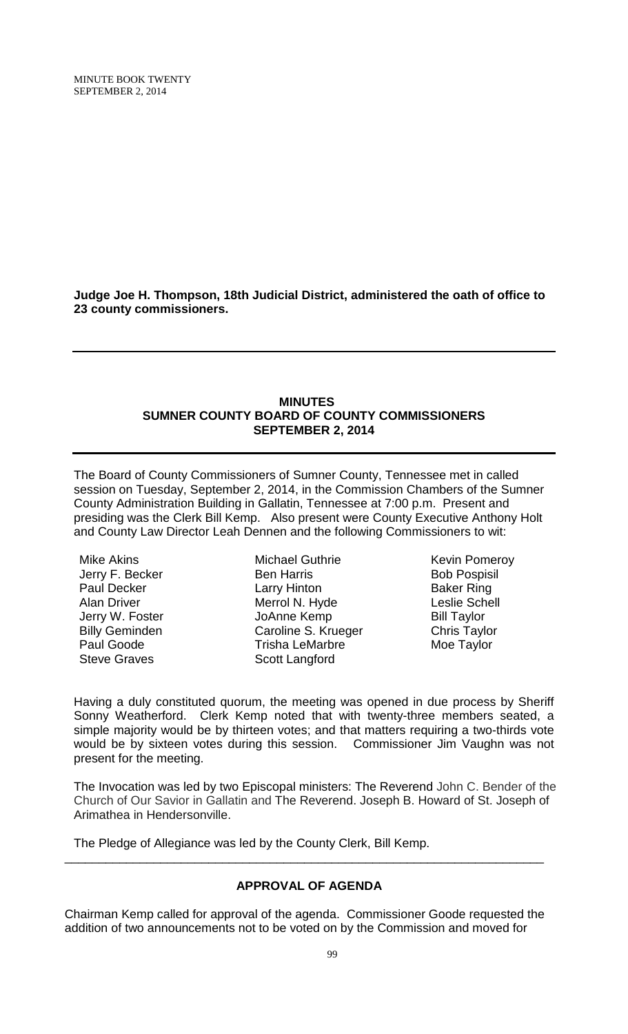**Judge Joe H. Thompson, 18th Judicial District, administered the oath of office to 23 county commissioners.**

---

## MINUTES
## SUMNER COUNTY BOARD OF COUNTY COMMISSIONERS
## SEPTEMBER 2, 2014

---

The Board of County Commissioners of Sumner County, Tennessee met in called session on Tuesday, September 2, 2014, in the Commission Chambers of the Sumner County Administration Building in Gallatin, Tennessee at 7:00 p.m. Present and presiding was the Clerk Bill Kemp. Also present were County Executive Anthony Holt and County Law Director Leah Dennen and the following Commissioners to wit:

Mike Akins
Jerry F. Becker
Paul Decker
Alan Driver
Jerry W. Foster
Billy Geminden
Paul Goode
Steve Graves
Michael Guthrie
Ben Harris
Larry Hinton
Merrol N. Hyde
JoAnne Kemp
Caroline S. Krueger
Trisha LeMarbre
Scott Langford
Kevin Pomeroy
Bob Pospisil
Baker Ring
Leslie Schell
Bill Taylor
Chris Taylor
Moe Taylor

Having a duly constituted quorum, the meeting was opened in due process by Sheriff Sonny Weatherford. Clerk Kemp noted that with twenty-three members seated, a simple majority would be by thirteen votes; and that matters requiring a two-thirds vote would be by sixteen votes during this session. Commissioner Jim Vaughn was not present for the meeting.

The Invocation was led by two Episcopal ministers: The Reverend John C. Bender of the Church of Our Savior in Gallatin and The Reverend. Joseph B. Howard of St. Joseph of Arimathea in Hendersonville.

The Pledge of Allegiance was led by the County Clerk, Bill Kemp.

---

### APPROVAL OF AGENDA

Chairman Kemp called for approval of the agenda. Commissioner Goode requested the addition of two announcements not to be voted on by the Commission and moved for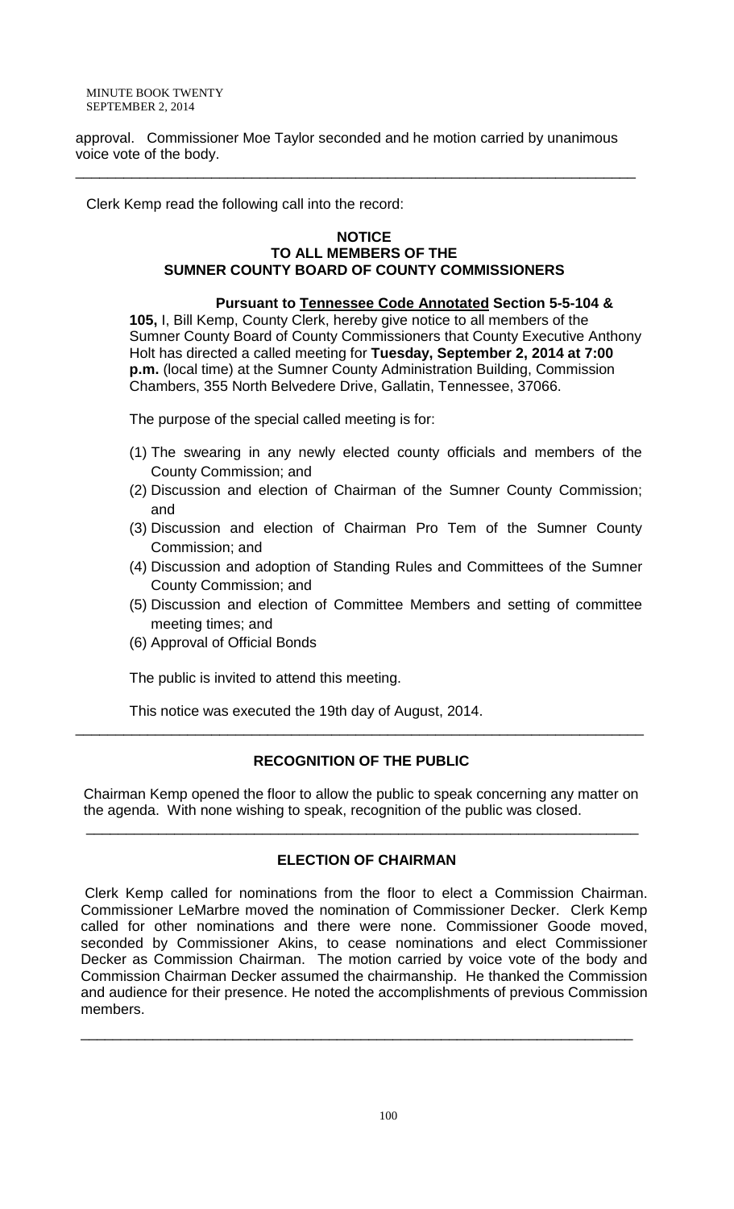approval. Commissioner Moe Taylor seconded and he motion carried by unanimous voice vote of the body.

---

Clerk Kemp read the following call into the record:

**NOTICE**
**TO ALL MEMBERS OF THE**
**SUMNER COUNTY BOARD OF COUNTY COMMISSIONERS**

**Pursuant to Tennessee Code Annotated Section 5-5-104 & 105,** I, Bill Kemp, County Clerk, hereby give notice to all members of the Sumner County Board of County Commissioners that County Executive Anthony Holt has directed a called meeting for **Tuesday, September 2, 2014 at 7:00 p.m.** (local time) at the Sumner County Administration Building, Commission Chambers, 355 North Belvedere Drive, Gallatin, Tennessee, 37066.

The purpose of the special called meeting is for:

(1) The swearing in any newly elected county officials and members of the County Commission; and
(2) Discussion and election of Chairman of the Sumner County Commission; and
(3) Discussion and election of Chairman Pro Tem of the Sumner County Commission; and
(4) Discussion and adoption of Standing Rules and Committees of the Sumner County Commission; and
(5) Discussion and election of Committee Members and setting of committee meeting times; and
(6) Approval of Official Bonds

The public is invited to attend this meeting.

This notice was executed the 19th day of August, 2014.

---

## RECOGNITION OF THE PUBLIC

Chairman Kemp opened the floor to allow the public to speak concerning any matter on the agenda. With none wishing to speak, recognition of the public was closed.

---

## ELECTION OF CHAIRMAN

Clerk Kemp called for nominations from the floor to elect a Commission Chairman. Commissioner LeMarbre moved the nomination of Commissioner Decker. Clerk Kemp called for other nominations and there were none. Commissioner Goode moved, seconded by Commissioner Akins, to cease nominations and elect Commissioner Decker as Commission Chairman. The motion carried by voice vote of the body and Commission Chairman Decker assumed the chairmanship. He thanked the Commission and audience for their presence. He noted the accomplishments of previous Commission members.

---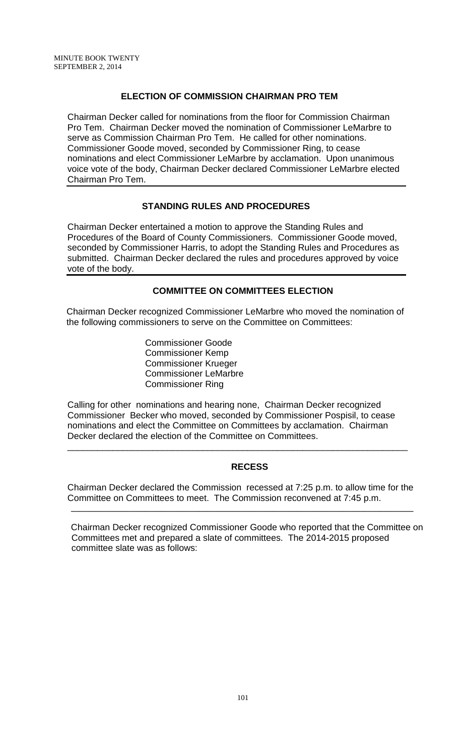## ELECTION OF COMMISSION CHAIRMAN PRO TEM

Chairman Decker called for nominations from the floor for Commission Chairman Pro Tem. Chairman Decker moved the nomination of Commissioner LeMarbre to serve as Commission Chairman Pro Tem. He called for other nominations. Commissioner Goode moved, seconded by Commissioner Ring, to cease nominations and elect Commissioner LeMarbre by acclamation. Upon unanimous voice vote of the body, Chairman Decker declared Commissioner LeMarbre elected Chairman Pro Tem.

## STANDING RULES AND PROCEDURES

Chairman Decker entertained a motion to approve the Standing Rules and Procedures of the Board of County Commissioners. Commissioner Goode moved, seconded by Commissioner Harris, to adopt the Standing Rules and Procedures as submitted. Chairman Decker declared the rules and procedures approved by voice vote of the body.

## COMMITTEE ON COMMITTEES ELECTION

Chairman Decker recognized Commissioner LeMarbre who moved the nomination of the following commissioners to serve on the Committee on Committees:

Commissioner Goode
Commissioner Kemp
Commissioner Krueger
Commissioner LeMarbre
Commissioner Ring

Calling for other nominations and hearing none, Chairman Decker recognized Commissioner Becker who moved, seconded by Commissioner Pospisil, to cease nominations and elect the Committee on Committees by acclamation. Chairman Decker declared the election of the Committee on Committees.

## RECESS

Chairman Decker declared the Commission recessed at 7:25 p.m. to allow time for the Committee on Committees to meet. The Commission reconvened at 7:45 p.m.

Chairman Decker recognized Commissioner Goode who reported that the Committee on Committees met and prepared a slate of committees. The 2014-2015 proposed committee slate was as follows: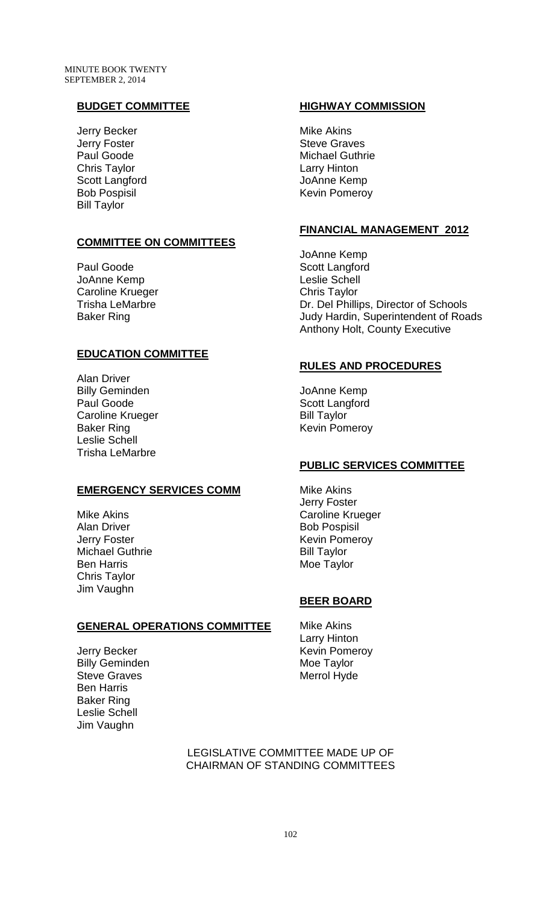MINUTE BOOK TWENTY
SEPTEMBER 2, 2014

**BUDGET COMMITTEE**

Jerry Becker
Jerry Foster
Paul Goode
Chris Taylor
Scott Langford
Bob Pospisil
Bill Taylor

**COMMITTEE ON COMMITTEES**

Paul Goode
JoAnne Kemp
Caroline Krueger
Trisha LeMarbre
Baker Ring

**EDUCATION COMMITTEE**

Alan Driver
Billy Geminden
Paul Goode
Caroline Krueger
Baker Ring
Leslie Schell
Trisha LeMarbre

**EMERGENCY SERVICES COMM**

Mike Akins
Alan Driver
Jerry Foster
Michael Guthrie
Ben Harris
Chris Taylor
Jim Vaughn

**GENERAL OPERATIONS COMMITTEE**

Jerry Becker
Billy Geminden
Steve Graves
Ben Harris
Baker Ring
Leslie Schell
Jim Vaughn

**HIGHWAY COMMISSION**

Mike Akins
Steve Graves
Michael Guthrie
Larry Hinton
JoAnne Kemp
Kevin Pomeroy

**FINANCIAL MANAGEMENT 2012**

JoAnne Kemp
Scott Langford
Leslie Schell
Chris Taylor
Dr. Del Phillips, Director of Schools
Judy Hardin, Superintendent of Roads
Anthony Holt, County Executive

**RULES AND PROCEDURES**

JoAnne Kemp
Scott Langford
Bill Taylor
Kevin Pomeroy

**PUBLIC SERVICES COMMITTEE**

Mike Akins
Jerry Foster
Caroline Krueger
Bob Pospisil
Kevin Pomeroy
Bill Taylor
Moe Taylor

**BEER BOARD**

Mike Akins
Larry Hinton
Kevin Pomeroy
Moe Taylor
Merrol Hyde

LEGISLATIVE COMMITTEE MADE UP OF
CHAIRMAN OF STANDING COMMITTEES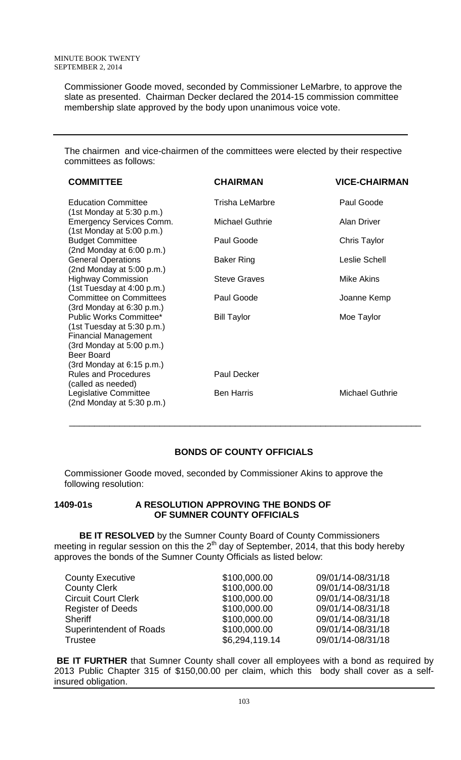Commissioner Goode moved, seconded by Commissioner LeMarbre, to approve the slate as presented. Chairman Decker declared the 2014-15 commission committee membership slate approved by the body upon unanimous voice vote.

---

The chairmen and vice-chairmen of the committees were elected by their respective committees as follows:

| COMMITTEE | CHAIRMAN | VICE-CHAIRMAN |
|---|---|---|
| Education Committee (1st Monday at 5:30 p.m.) | Trisha LeMarbre | Paul Goode |
| Emergency Services Comm. (1st Monday at 5:00 p.m.) | Michael Guthrie | Alan Driver |
| Budget Committee (2nd Monday at 6:00 p.m.) | Paul Goode | Chris Taylor |
| General Operations (2nd Monday at 5:00 p.m.) | Baker Ring | Leslie Schell |
| Highway Commission (1st Tuesday at 4:00 p.m.) | Steve Graves | Mike Akins |
| Committee on Committees (3rd Monday at 6:30 p.m.) | Paul Goode | Joanne Kemp |
| Public Works Committee* (1st Tuesday at 5:30 p.m.) | Bill Taylor | Moe Taylor |
| Financial Management (3rd Monday at 5:00 p.m.) | | |
| Beer Board (3rd Monday at 6:15 p.m.) | | |
| Rules and Procedures (called as needed) | Paul Decker | |
| Legislative Committee (2nd Monday at 5:30 p.m.) | Ben Harris | Michael Guthrie |

---

## BONDS OF COUNTY OFFICIALS

Commissioner Goode moved, seconded by Commissioner Akins to approve the following resolution:

### 1409-01s A RESOLUTION APPROVING THE BONDS OF OF SUMNER COUNTY OFFICIALS

**BE IT RESOLVED** by the Sumner County Board of County Commissioners meeting in regular session on this the 2nd day of September, 2014, that this body hereby approves the bonds of the Sumner County Officials as listed below:

| | | |
|---|---|---|
| County Executive | \$100,000.00 | 09/01/14-08/31/18 |
| County Clerk | \$100,000.00 | 09/01/14-08/31/18 |
| Circuit Court Clerk | \$100,000.00 | 09/01/14-08/31/18 |
| Register of Deeds | \$100,000.00 | 09/01/14-08/31/18 |
| Sheriff | \$100,000.00 | 09/01/14-08/31/18 |
| Superintendent of Roads | \$100,000.00 | 09/01/14-08/31/18 |
| Trustee | \$6,294,119.14 | 09/01/14-08/31/18 |

**BE IT FURTHER** that Sumner County shall cover all employees with a bond as required by 2013 Public Chapter 315 of \$150,00.00 per claim, which this body shall cover as a self-insured obligation.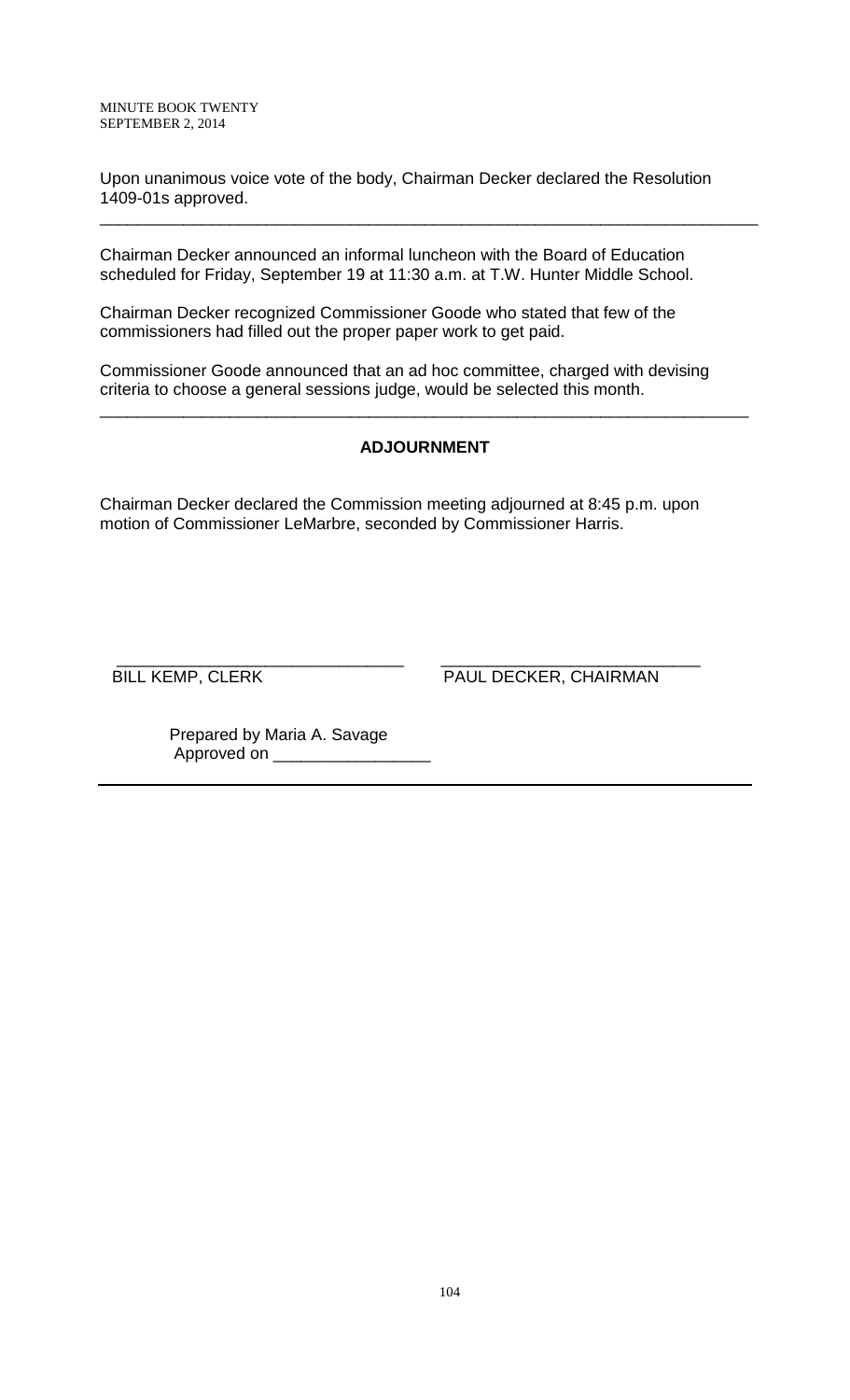Upon unanimous voice vote of the body, Chairman Decker declared the Resolution 1409-01s approved.

---

Chairman Decker announced an informal luncheon with the Board of Education scheduled for Friday, September 19 at 11:30 a.m. at T.W. Hunter Middle School.

Chairman Decker recognized Commissioner Goode who stated that few of the commissioners had filled out the proper paper work to get paid.

Commissioner Goode announced that an ad hoc committee, charged with devising criteria to choose a general sessions judge, would be selected this month.

---

## ADJOURNMENT

Chairman Decker declared the Commission meeting adjourned at 8:45 p.m. upon motion of Commissioner LeMarbre, seconded by Commissioner Harris.

| | |
|---|---|
| _______________________________ | ____________________________ |
| BILL KEMP, CLERK | PAUL DECKER, CHAIRMAN |

Prepared by Maria A. Savage
Approved on _________________